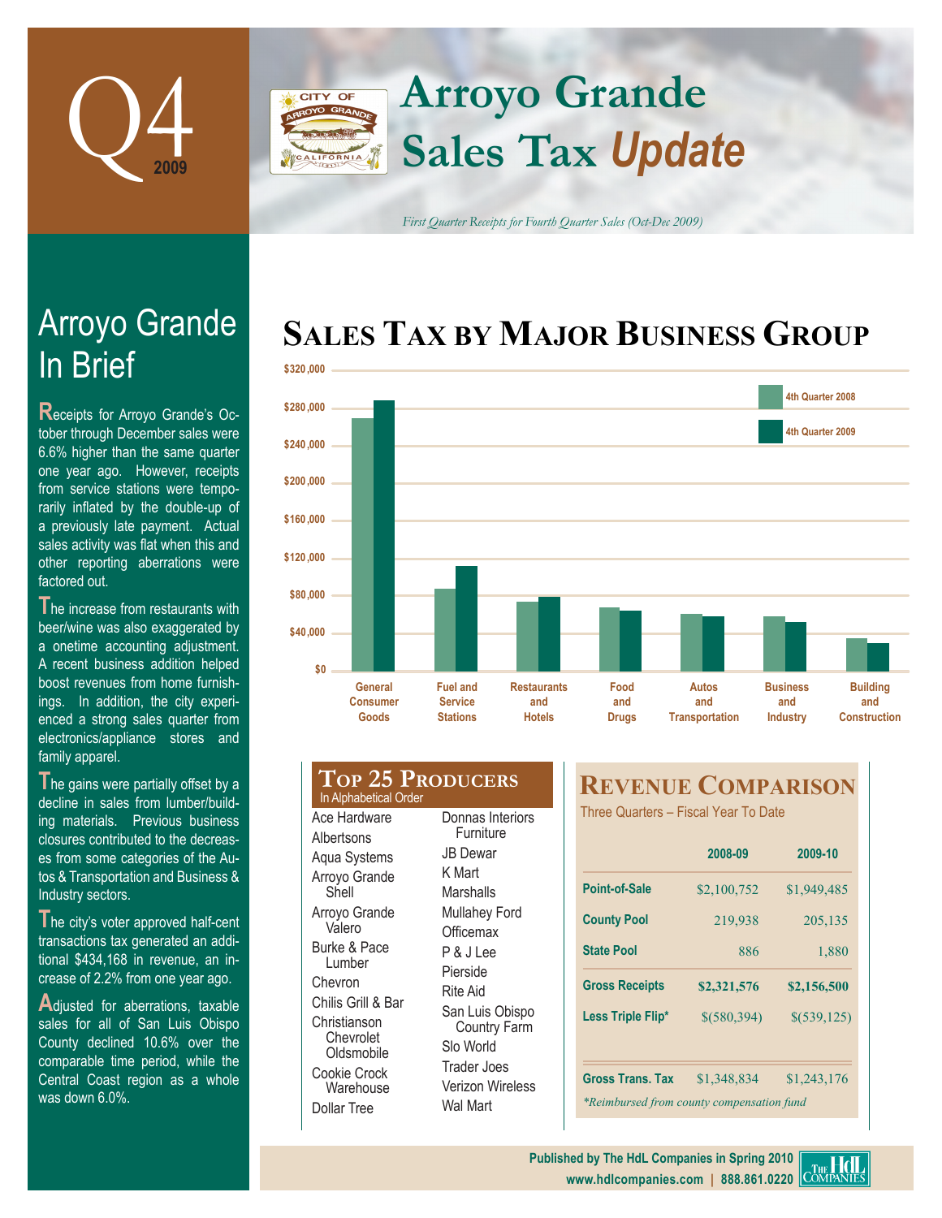# Q4 2009

# Arroyo Grande Sales Tax *Update*

*First Quarter Receipts for Fourth Quarter Sales (Oct-Dec 2009)*

## Arroyo Grande In Brief

Receipts for Arroyo Grande's October through December sales were 6.6% higher than the same quarter one year ago. However, receipts from service stations were temporarily inflated by the double-up of a previously late payment. Actual sales activity was flat when this and other reporting aberrations were factored out.

The increase from restaurants with beer/wine was also exaggerated by a onetime accounting adjustment. A recent business addition helped boost revenues from home furnishings. In addition, the city experienced a strong sales quarter from electronics/appliance stores and family apparel.

The gains were partially offset by a decline in sales from lumber/building materials. Previous business closures contributed to the decreases from some categories of the Autos & Transportation and Business & Industry sectors.

The city's voter approved half-cent transactions tax generated an additional $434,168 in revenue, an increase of 2.2% from one year ago.

Adjusted for aberrations, taxable sales for all of San Luis Obispo County declined 10.6% over the comparable time period, while the Central Coast region as a whole was down 6.0%.

## Sales Tax by Major Business Group

Chart legend: 4th Quarter 2008, 4th Quarter 2009. Categories: General Consumer Goods; Fuel and Service Stations; Restaurants and Hotels; Food and Drugs; Autos and Transportation; Business and Industry; Building and Construction. Y-axis: $0 to $320,000.

## Top 25 Producers

In Alphabetical Order

- Ace Hardware
- Albertsons
- Aqua Systems
- Arroyo Grande Shell
- Arroyo Grande Valero
- Burke & Pace Lumber
- Chevron
- Chilis Grill & Bar
- Christianson Chevrolet Oldsmobile
- Cookie Crock Warehouse
- Dollar Tree
- Donnas Interiors Furniture
- JB Dewar
- K Mart
- Marshalls
- Mullahey Ford
- Officemax
- P & J Lee
- Pierside
- Rite Aid
- San Luis Obispo Country Farm
- Slo World
- Trader Joes
- Verizon Wireless
- Wal Mart

## Revenue Comparison

Three Quarters – Fiscal Year To Date

| | 2008-09 | 2009-10 |
|---|---|---|
| **Point-of-Sale** | $2,100,752 | $1,949,485 |
| **County Pool** | 219,938 | 205,135 |
| **State Pool** | 886 | 1,880 |
| **Gross Receipts** | **$2,321,576** | **$2,156,500** |
| **Less Triple Flip*** | $(580,394) | $(539,125) |
| **Gross Trans. Tax** | $1,348,834 | $1,243,176 |

*\*Reimbursed from county compensation fund*

Published by The HdL Companies in Spring 2010
www.hdlcompanies.com | 888.861.0220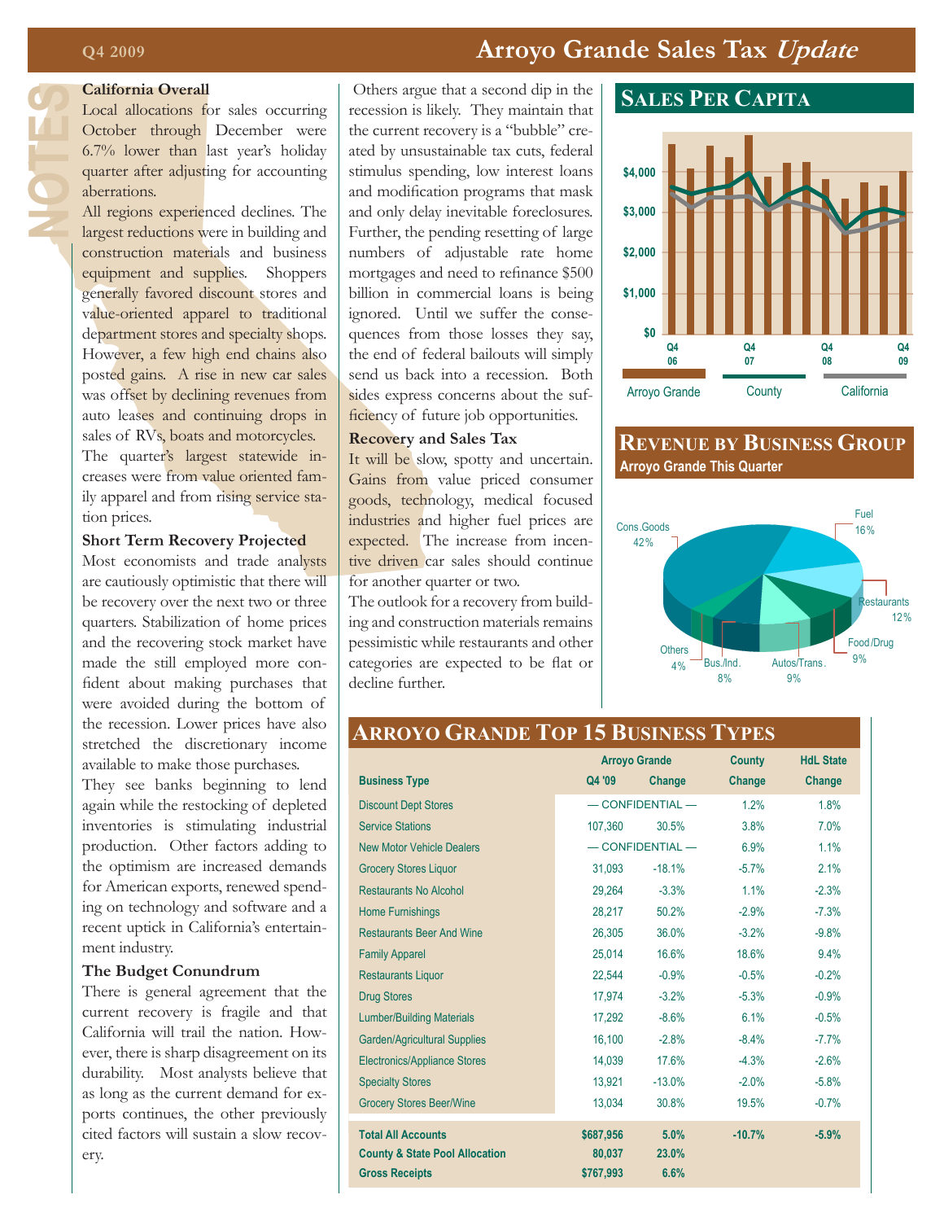# Q4 2009 Arroyo Grande Sales Tax *Update*

NOTES

**California Overall**

Local allocations for sales occurring October through December were 6.7% lower than last year's holiday quarter after adjusting for accounting aberrations.

All regions experienced declines. The largest reductions were in building and construction materials and business equipment and supplies. Shoppers generally favored discount stores and value-oriented apparel to traditional department stores and specialty shops. However, a few high end chains also posted gains. A rise in new car sales was offset by declining revenues from auto leases and continuing drops in sales of RVs, boats and motorcycles.

The quarter's largest statewide increases were from value oriented family apparel and from rising service station prices.

**Short Term Recovery Projected**

Most economists and trade analysts are cautiously optimistic that there will be recovery over the next two or three quarters. Stabilization of home prices and the recovering stock market have made the still employed more confident about making purchases that were avoided during the bottom of the recession. Lower prices have also stretched the discretionary income available to make those purchases.

They see banks beginning to lend again while the restocking of depleted inventories is stimulating industrial production. Other factors adding to the optimism are increased demands for American exports, renewed spending on technology and software and a recent uptick in California's entertainment industry.

**The Budget Conundrum**

There is general agreement that the current recovery is fragile and that California will trail the nation. However, there is sharp disagreement on its durability. Most analysts believe that as long as the current demand for exports continues, the other previously cited factors will sustain a slow recovery.

Others argue that a second dip in the recession is likely. They maintain that the current recovery is a "bubble" created by unsustainable tax cuts, federal stimulus spending, low interest loans and modification programs that mask and only delay inevitable foreclosures. Further, the pending resetting of large numbers of adjustable rate home mortgages and need to refinance $500 billion in commercial loans is being ignored. Until we suffer the consequences from those losses they say, the end of federal bailouts will simply send us back into a recession. Both sides express concerns about the sufficiency of future job opportunities.

**Recovery and Sales Tax**

It will be slow, spotty and uncertain. Gains from value priced consumer goods, technology, medical focused industries and higher fuel prices are expected. The increase from incentive driven car sales should continue for another quarter or two.

The outlook for a recovery from building and construction materials remains pessimistic while restaurants and other categories are expected to be flat or decline further.

## Sales Per Capita

$4,000
$3,000
$2,000
$1,000
$0
Q4 06
Q4 07
Q4 08
Q4 09

Arroyo Grande
County
California

## Revenue by Business Group

Arroyo Grande This Quarter

Cons.Goods 42%
Fuel 16%
Restaurants 12%
Food/Drug 9%
Autos/Trans. 9%
Bus./Ind. 8%
Others 4%

## Arroyo Grande Top 15 Business Types

| Business Type | Arroyo Grande Q4 '09 | Arroyo Grande Change | County Change | HdL State Change |
|---|---|---|---|---|
| Discount Dept Stores | — CONFIDENTIAL — | | 1.2% | 1.8% |
| Service Stations | 107,360 | 30.5% | 3.8% | 7.0% |
| New Motor Vehicle Dealers | — CONFIDENTIAL — | | 6.9% | 1.1% |
| Grocery Stores Liquor | 31,093 | -18.1% | -5.7% | 2.1% |
| Restaurants No Alcohol | 29,264 | -3.3% | 1.1% | -2.3% |
| Home Furnishings | 28,217 | 50.2% | -2.9% | -7.3% |
| Restaurants Beer And Wine | 26,305 | 36.0% | -3.2% | -9.8% |
| Family Apparel | 25,014 | 16.6% | 18.6% | 9.4% |
| Restaurants Liquor | 22,544 | -0.9% | -0.5% | -0.2% |
| Drug Stores | 17,974 | -3.2% | -5.3% | -0.9% |
| Lumber/Building Materials | 17,292 | -8.6% | 6.1% | -0.5% |
| Garden/Agricultural Supplies | 16,100 | -2.8% | -8.4% | -7.7% |
| Electronics/Appliance Stores | 14,039 | 17.6% | -4.3% | -2.6% |
| Specialty Stores | 13,921 | -13.0% | -2.0% | -5.8% |
| Grocery Stores Beer/Wine | 13,034 | 30.8% | 19.5% | -0.7% |
| **Total All Accounts** | **$687,956** | **5.0%** | **-10.7%** | **-5.9%** |
| **County & State Pool Allocation** | **80,037** | **23.0%** | | |
| **Gross Receipts** | **$767,993** | **6.6%** | | |